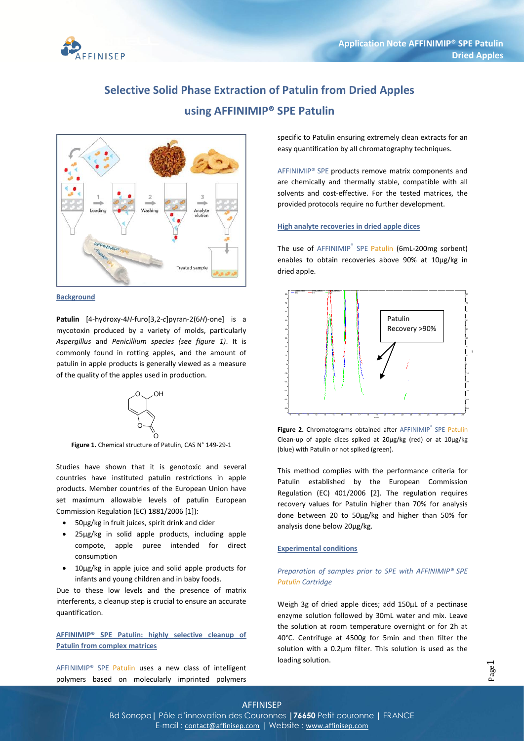# Selective Solid Phase Extraction of Patulin from Dried Apples using AFFINIMIP® SPE Patulin

## Background

**Patulin** [4-hydroxy-4*H*-furo[3,2-*c*]pyran-2(6*H*)-one] is a mycotoxin produced by a variety of molds, particularly *Aspergillus* and *Penicillium species (see figure 1)*. It is commonly found in rotting apples, and the amount of patulin in apple products is generally viewed as a measure of the quality of the apples used in production.

**Figure 1.** Chemical structure of Patulin, CAS N° 149-29-1

Studies have shown that it is genotoxic and several countries have instituted patulin restrictions in apple products. Member countries of the European Union have set maximum allowable levels of patulin European Commission Regulation (EC) 1881/2006 [1]):

- 50µg/kg in fruit juices, spirit drink and cider
- 25µg/kg in solid apple products, including apple compote, apple puree intended for direct consumption
- 10µg/kg in apple juice and solid apple products for infants and young children and in baby foods.

Due to these low levels and the presence of matrix interferents, a cleanup step is crucial to ensure an accurate quantification.

## AFFINIMIP® SPE Patulin: highly selective cleanup of Patulin from complex matrices

AFFINIMIP® SPE Patulin uses a new class of intelligent polymers based on molecularly imprinted polymers specific to Patulin ensuring extremely clean extracts for an easy quantification by all chromatography techniques.

AFFINIMIP® SPE products remove matrix components and are chemically and thermally stable, compatible with all solvents and cost-effective. For the tested matrices, the provided protocols require no further development.

## High analyte recoveries in dried apple dices

The use of AFFINIMIP® SPE Patulin (6mL-200mg sorbent) enables to obtain recoveries above 90% at 10µg/kg in dried apple.

Patulin Recovery >90%

**Figure 2.** Chromatograms obtained after AFFINIMIP® SPE Patulin Clean-up of apple dices spiked at 20µg/kg (red) or at 10µg/kg (blue) with Patulin or not spiked (green).

This method complies with the performance criteria for Patulin established by the European Commission Regulation (EC) 401/2006 [2]. The regulation requires recovery values for Patulin higher than 70% for analysis done between 20 to 50µg/kg and higher than 50% for analysis done below 20µg/kg.

## Experimental conditions

### *Preparation of samples prior to SPE with AFFINIMIP® SPE Patulin Cartridge*

Weigh 3g of dried apple dices; add 150µL of a pectinase enzyme solution followed by 30mL water and mix. Leave the solution at room temperature overnight or for 2h at 40°C. Centrifuge at 4500g for 5min and then filter the solution with a 0.2µm filter. This solution is used as the loading solution.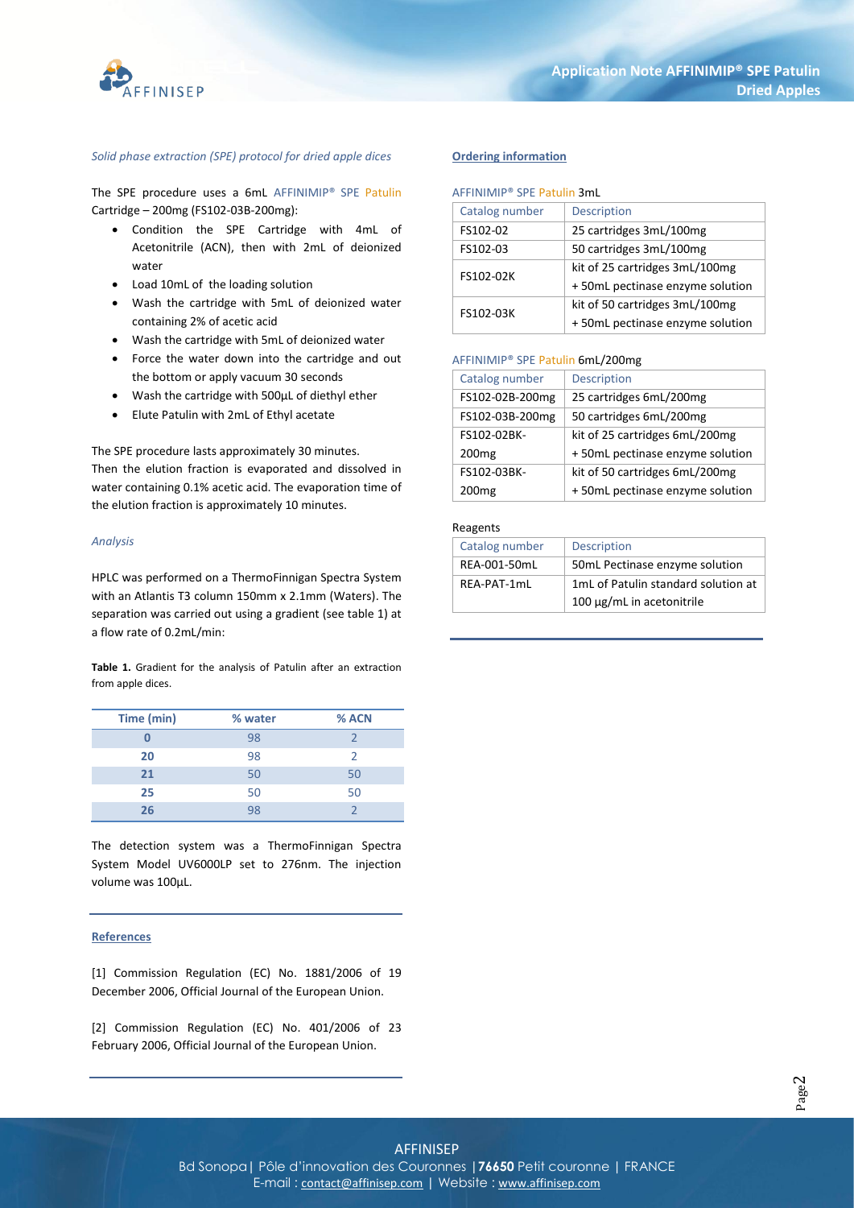*Solid phase extraction (SPE) protocol for dried apple dices*

The SPE procedure uses a 6mL AFFINIMIP® SPE Patulin Cartridge – 200mg (FS102-03B-200mg):

- Condition the SPE Cartridge with 4mL of Acetonitrile (ACN), then with 2mL of deionized water
- Load 10mL of the loading solution
- Wash the cartridge with 5mL of deionized water containing 2% of acetic acid
- Wash the cartridge with 5mL of deionized water
- Force the water down into the cartridge and out the bottom or apply vacuum 30 seconds
- Wash the cartridge with 500µL of diethyl ether
- Elute Patulin with 2mL of Ethyl acetate

The SPE procedure lasts approximately 30 minutes.
Then the elution fraction is evaporated and dissolved in water containing 0.1% acetic acid. The evaporation time of the elution fraction is approximately 10 minutes.

*Analysis*

HPLC was performed on a ThermoFinnigan Spectra System with an Atlantis T3 column 150mm x 2.1mm (Waters). The separation was carried out using a gradient (see table 1) at a flow rate of 0.2mL/min:

**Table 1.** Gradient for the analysis of Patulin after an extraction from apple dices.

| Time (min) | % water | % ACN |
|---|---|---|
| **0** | 98 | 2 |
| **20** | 98 | 2 |
| **21** | 50 | 50 |
| **25** | 50 | 50 |
| **26** | 98 | 2 |

The detection system was a ThermoFinnigan Spectra System Model UV6000LP set to 276nm. The injection volume was 100µL.

## References

[1] Commission Regulation (EC) No. 1881/2006 of 19 December 2006, Official Journal of the European Union.

[2] Commission Regulation (EC) No. 401/2006 of 23 February 2006, Official Journal of the European Union.

## Ordering information

AFFINIMIP® SPE Patulin 3mL

| Catalog number | Description |
|---|---|
| FS102-02 | 25 cartridges 3mL/100mg |
| FS102-03 | 50 cartridges 3mL/100mg |
| FS102-02K | kit of 25 cartridges 3mL/100mg + 50mL pectinase enzyme solution |
| FS102-03K | kit of 50 cartridges 3mL/100mg + 50mL pectinase enzyme solution |

AFFINIMIP® SPE Patulin 6mL/200mg

| Catalog number | Description |
|---|---|
| FS102-02B-200mg | 25 cartridges 6mL/200mg |
| FS102-03B-200mg | 50 cartridges 6mL/200mg |
| FS102-02BK-200mg | kit of 25 cartridges 6mL/200mg + 50mL pectinase enzyme solution |
| FS102-03BK-200mg | kit of 50 cartridges 6mL/200mg + 50mL pectinase enzyme solution |

Reagents

| Catalog number | Description |
|---|---|
| REA-001-50mL | 50mL Pectinase enzyme solution |
| REA-PAT-1mL | 1mL of Patulin standard solution at 100 µg/mL in acetonitrile |

AFFINISEP
Bd Sonopa | Pôle d'innovation des Couronnes | **76650** Petit couronne | FRANCE
E-mail : contact@affinisep.com | Website : www.affinisep.com